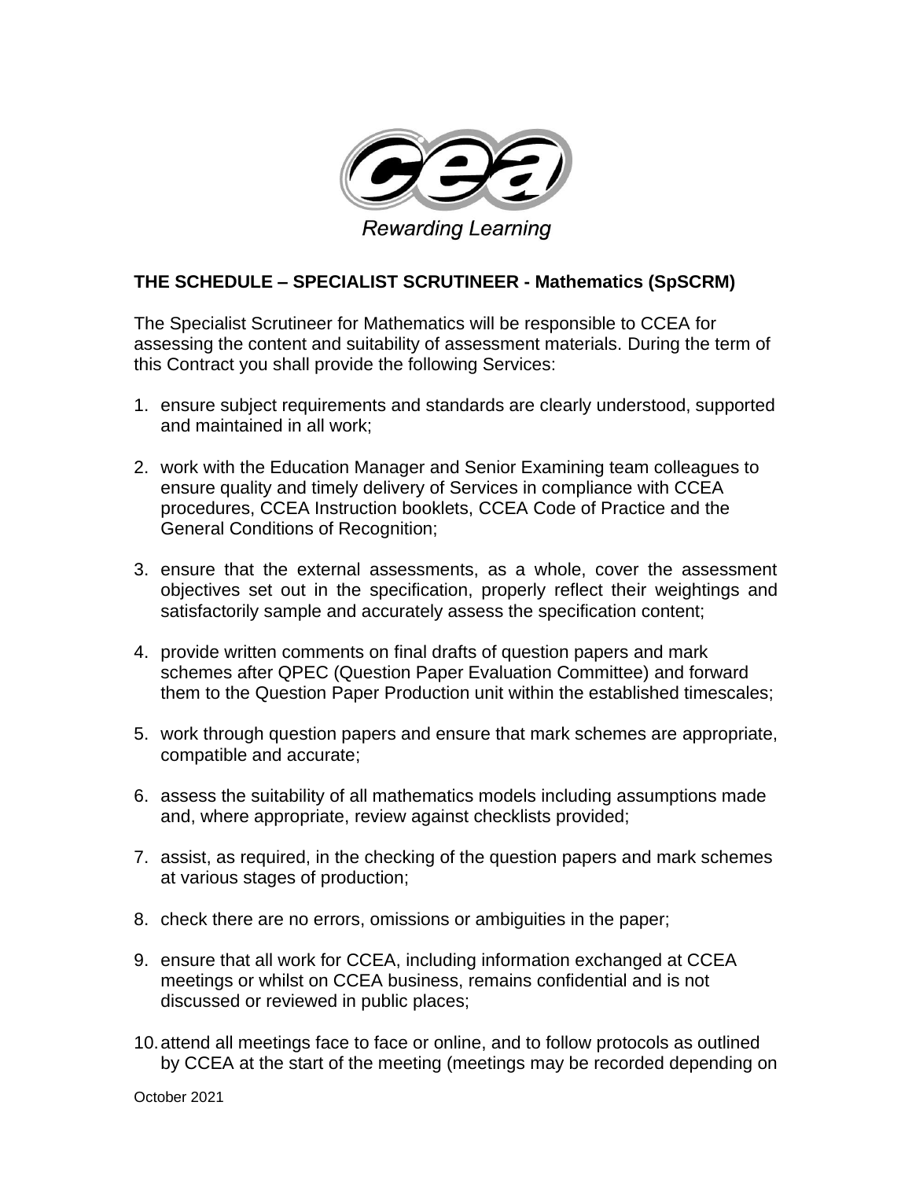Rewarding Learning

**THE SCHEDULE – SPECIALIST SCRUTINEER - Mathematics (SpSCRM)**

The Specialist Scrutineer for Mathematics will be responsible to CCEA for assessing the content and suitability of assessment materials. During the term of this Contract you shall provide the following Services:

1. ensure subject requirements and standards are clearly understood, supported and maintained in all work;

2. work with the Education Manager and Senior Examining team colleagues to ensure quality and timely delivery of Services in compliance with CCEA procedures, CCEA Instruction booklets, CCEA Code of Practice and the General Conditions of Recognition;

3. ensure that the external assessments, as a whole, cover the assessment objectives set out in the specification, properly reflect their weightings and satisfactorily sample and accurately assess the specification content;

4. provide written comments on final drafts of question papers and mark schemes after QPEC (Question Paper Evaluation Committee) and forward them to the Question Paper Production unit within the established timescales;

5. work through question papers and ensure that mark schemes are appropriate, compatible and accurate;

6. assess the suitability of all mathematics models including assumptions made and, where appropriate, review against checklists provided;

7. assist, as required, in the checking of the question papers and mark schemes at various stages of production;

8. check there are no errors, omissions or ambiguities in the paper;

9. ensure that all work for CCEA, including information exchanged at CCEA meetings or whilst on CCEA business, remains confidential and is not discussed or reviewed in public places;

10. attend all meetings face to face or online, and to follow protocols as outlined by CCEA at the start of the meeting (meetings may be recorded depending on

October 2021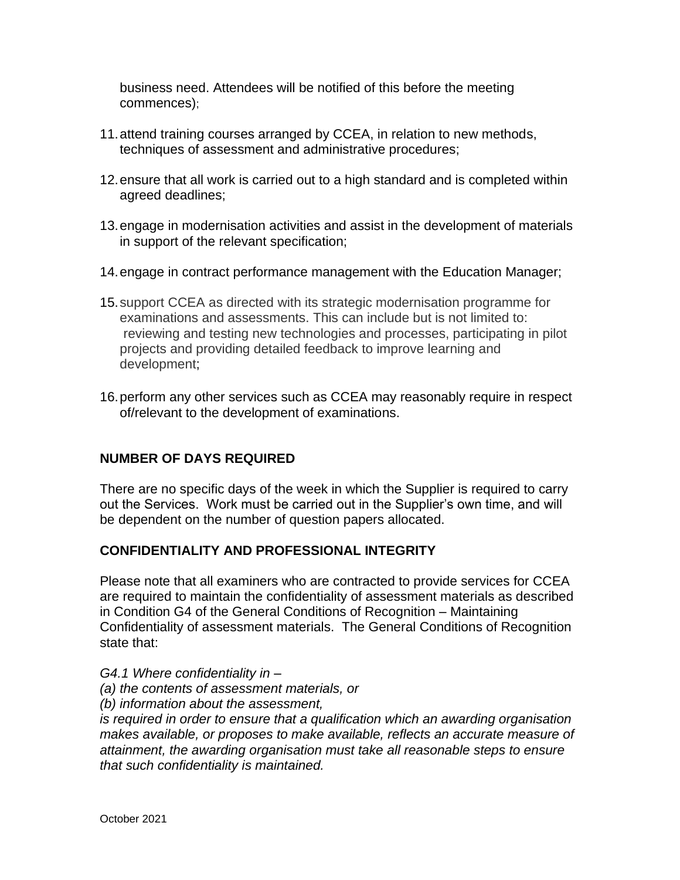business need. Attendees will be notified of this before the meeting commences);

11. attend training courses arranged by CCEA, in relation to new methods, techniques of assessment and administrative procedures;

12. ensure that all work is carried out to a high standard and is completed within agreed deadlines;

13. engage in modernisation activities and assist in the development of materials in support of the relevant specification;

14. engage in contract performance management with the Education Manager;

15. support CCEA as directed with its strategic modernisation programme for examinations and assessments. This can include but is not limited to: reviewing and testing new technologies and processes, participating in pilot projects and providing detailed feedback to improve learning and development;

16. perform any other services such as CCEA may reasonably require in respect of/relevant to the development of examinations.

## NUMBER OF DAYS REQUIRED

There are no specific days of the week in which the Supplier is required to carry out the Services. Work must be carried out in the Supplier's own time, and will be dependent on the number of question papers allocated.

## CONFIDENTIALITY AND PROFESSIONAL INTEGRITY

Please note that all examiners who are contracted to provide services for CCEA are required to maintain the confidentiality of assessment materials as described in Condition G4 of the General Conditions of Recognition – Maintaining Confidentiality of assessment materials. The General Conditions of Recognition state that:

*G4.1 Where confidentiality in –*
*(a) the contents of assessment materials, or*
*(b) information about the assessment,*
*is required in order to ensure that a qualification which an awarding organisation makes available, or proposes to make available, reflects an accurate measure of attainment, the awarding organisation must take all reasonable steps to ensure that such confidentiality is maintained.*

October 2021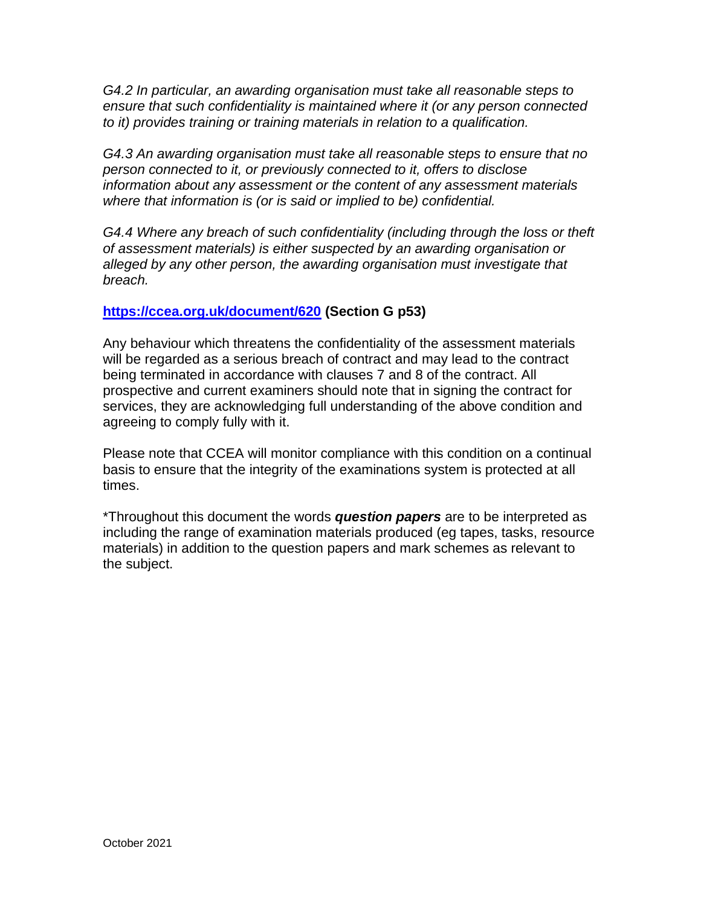*G4.2 In particular, an awarding organisation must take all reasonable steps to ensure that such confidentiality is maintained where it (or any person connected to it) provides training or training materials in relation to a qualification.*

*G4.3 An awarding organisation must take all reasonable steps to ensure that no person connected to it, or previously connected to it, offers to disclose information about any assessment or the content of any assessment materials where that information is (or is said or implied to be) confidential.*

*G4.4 Where any breach of such confidentiality (including through the loss or theft of assessment materials) is either suspected by an awarding organisation or alleged by any other person, the awarding organisation must investigate that breach.*

**[https://ccea.org.uk/document/620](https://ccea.org.uk/document/620) (Section G p53)**

Any behaviour which threatens the confidentiality of the assessment materials will be regarded as a serious breach of contract and may lead to the contract being terminated in accordance with clauses 7 and 8 of the contract. All prospective and current examiners should note that in signing the contract for services, they are acknowledging full understanding of the above condition and agreeing to comply fully with it.

Please note that CCEA will monitor compliance with this condition on a continual basis to ensure that the integrity of the examinations system is protected at all times.

*Throughout this document the words ***question papers*** are to be interpreted as including the range of examination materials produced (eg tapes, tasks, resource materials) in addition to the question papers and mark schemes as relevant to the subject.

October 2021